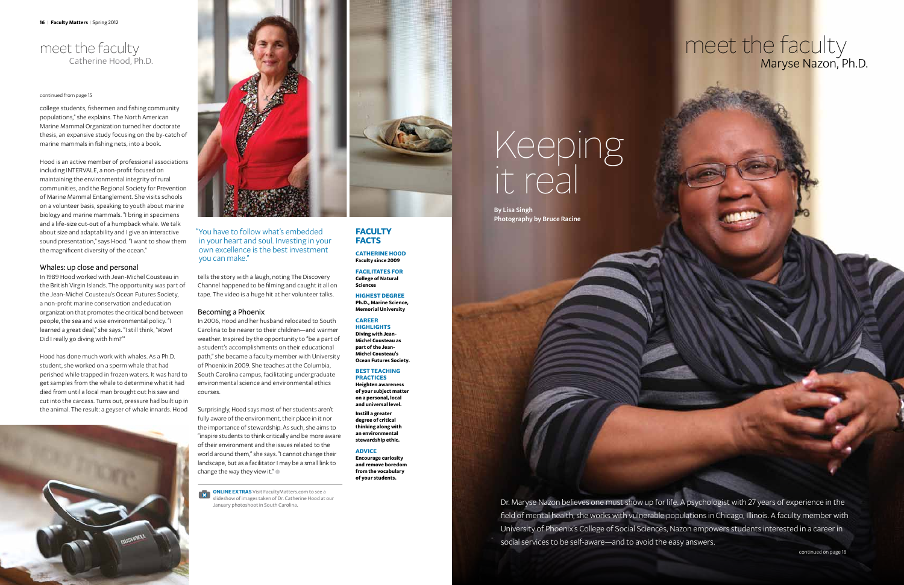# meet the faculty
## Catherine Hood, Ph.D.

continued from page 15

college students, fishermen and fishing community populations," she explains. The North American Marine Mammal Organization turned her doctorate thesis, an expansive study focusing on the by-catch of marine mammals in fishing nets, into a book.

Hood is an active member of professional associations including INTERVALE, a non-profit focused on maintaining the environmental integrity of rural communities, and the Regional Society for Prevention of Marine Mammal Entanglement. She visits schools on a volunteer basis, speaking to youth about marine biology and marine mammals. "I bring in specimens and a life-size cut-out of a humpback whale. We talk about size and adaptability and I give an interactive sound presentation," says Hood. "I want to show them the magnificent diversity of the ocean."

### Whales: up close and personal

In 1989 Hood worked with Jean-Michel Cousteau in the British Virgin Islands. The opportunity was part of the Jean-Michel Cousteau's Ocean Futures Society, a non-profit marine conservation and education organization that promotes the critical bond between people, the sea and wise environmental policy. "I learned a great deal," she says. "I still think, 'Wow! Did I really go diving with him?'"

Hood has done much work with whales. As a Ph.D. student, she worked on a sperm whale that had perished while trapped in frozen waters. It was hard to get samples from the whale to determine what it had died from until a local man brought out his saw and cut into the carcass. Turns out, pressure had built up in the animal. The result: a geyser of whale innards. Hood tells the story with a laugh, noting The Discovery Channel happened to be filming and caught it all on tape. The video is a huge hit at her volunteer talks.

"You have to follow what's embedded in your heart and soul. Investing in your own excellence is the best investment you can make."

### Becoming a Phoenix

In 2006, Hood and her husband relocated to South Carolina to be nearer to their children—and warmer weather. Inspired by the opportunity to "be a part of a student's accomplishments on their educational path," she became a faculty member with University of Phoenix in 2009. She teaches at the Columbia, South Carolina campus, facilitating undergraduate environmental science and environmental ethics courses.

Surprisingly, Hood says most of her students aren't fully aware of the environment, their place in it nor the importance of stewardship. As such, she aims to "inspire students to think critically and be more aware of their environment and the issues related to the world around them," she says. "I cannot change their landscape, but as a facilitator I may be a small link to change the way they view it."

**ONLINE EXTRAS** Visit FacultyMatters.com to see a slideshow of images taken of Dr. Catherine Hood at our January photoshoot in South Carolina.

### FACULTY FACTS

**CATHERINE HOOD**
**Faculty since 2009**

**FACILITATES FOR**
**College of Natural Sciences**

**HIGHEST DEGREE**
**Ph.D., Marine Science, Memorial University**

**CAREER HIGHLIGHTS**
**Diving with Jean-Michel Cousteau as part of the Jean-Michel Cousteau's Ocean Futures Society.**

**BEST TEACHING PRACTICES**
**Heighten awareness of your subject matter on a personal, local and universal level.**

**Instill a greater degree of critical thinking along with an environmental stewardship ethic.**

**ADVICE**
**Encourage curiosity and remove boredom from the vocabulary of your students.**

# meet the faculty
## Maryse Nazon, Ph.D.

# Keeping it real

**By Lisa Singh**
**Photography by Bruce Racine**

Dr. Maryse Nazon believes one must show up for life. A psychologist with 27 years of experience in the field of mental health, she works with vulnerable populations in Chicago, Illinois. A faculty member with University of Phoenix's College of Social Sciences, Nazon empowers students interested in a career in social services to be self-aware—and to avoid the easy answers.

continued on page 18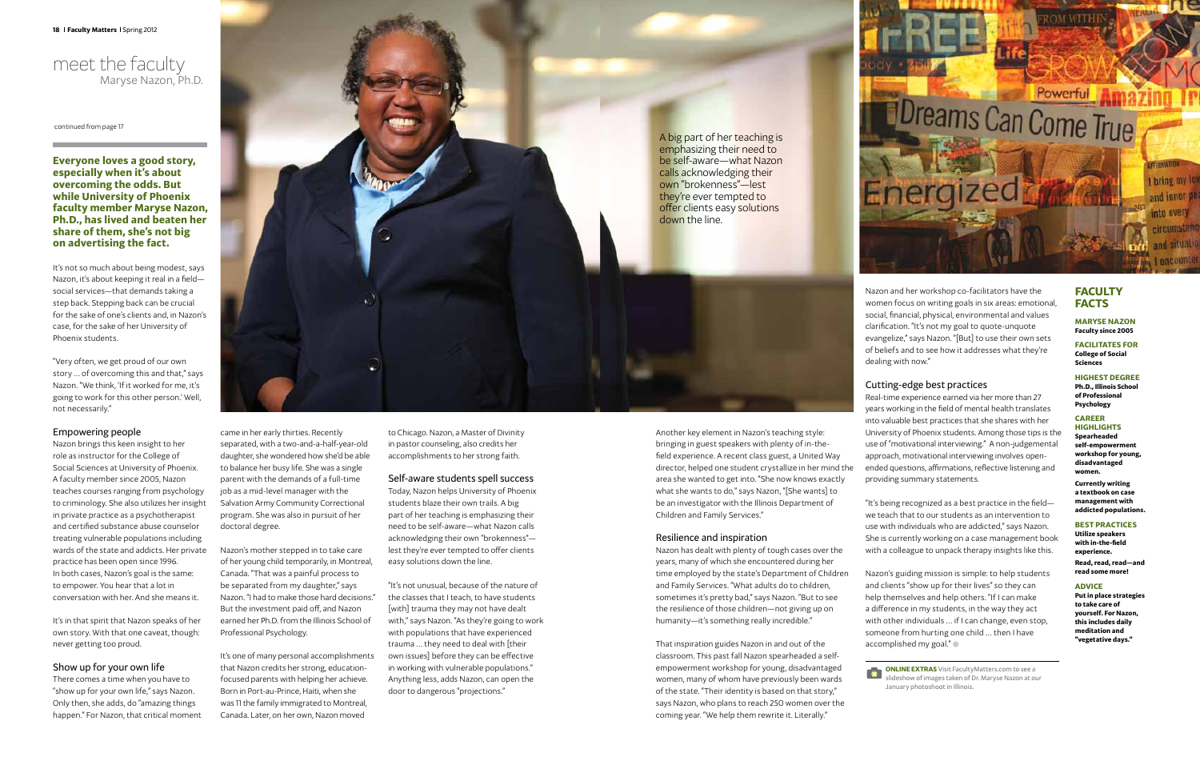# meet the faculty

## Maryse Nazon, Ph.D.

continued from page 17

**Everyone loves a good story, especially when it's about overcoming the odds. But while University of Phoenix faculty member Maryse Nazon, Ph.D., has lived and beaten her share of them, she's not big on advertising the fact.**

It's not so much about being modest, says Nazon, it's about keeping it real in a field—social services—that demands taking a step back. Stepping back can be crucial for the sake of one's clients and, in Nazon's case, for the sake of her University of Phoenix students.

"Very often, we get proud of our own story … of overcoming this and that," says Nazon. "We think, 'If it worked for me, it's going to work for this other person.' Well, not necessarily."

### Empowering people

Nazon brings this keen insight to her role as instructor for the College of Social Sciences at University of Phoenix. A faculty member since 2005, Nazon teaches courses ranging from psychology to criminology. She also utilizes her insight in private practice as a psychotherapist and certified substance abuse counselor treating vulnerable populations including wards of the state and addicts. Her private practice has been open since 1996. In both cases, Nazon's goal is the same: to empower. You hear that a lot in conversation with her. And she means it.

It's in that spirit that Nazon speaks of her own story. With that one caveat, though: never getting too proud.

### Show up for your own life

There comes a time when you have to "show up for your own life," says Nazon. Only then, she adds, do "amazing things happen." For Nazon, that critical moment came in her early thirties. Recently separated, with a two-and-a-half-year-old daughter, she wondered how she'd be able to balance her busy life. She was a single parent with the demands of a full-time job as a mid-level manager with the Salvation Army Community Correctional program. She was also in pursuit of her doctoral degree.

Nazon's mother stepped in to take care of her young child temporarily, in Montreal, Canada. "That was a painful process to be separated from my daughter," says Nazon. "I had to make those hard decisions." But the investment paid off, and Nazon earned her Ph.D. from the Illinois School of Professional Psychology.

It's one of many personal accomplishments that Nazon credits her strong, education-focused parents with helping her achieve. Born in Port-au-Prince, Haiti, when she was 11 the family immigrated to Montreal, Canada. Later, on her own, Nazon moved to Chicago. Nazon, a Master of Divinity in pastor counseling, also credits her accomplishments to her strong faith.

### Self-aware students spell success

Today, Nazon helps University of Phoenix students blaze their own trails. A big part of her teaching is emphasizing their need to be self-aware—what Nazon calls acknowledging their own "brokenness"—lest they're ever tempted to offer clients easy solutions down the line.

"It's not unusual, because of the nature of the classes that I teach, to have students [with] trauma they may not have dealt with," says Nazon. "As they're going to work with populations that have experienced trauma … they need to deal with [their own issues] before they can be effective in working with vulnerable populations." Anything less, adds Nazon, can open the door to dangerous "projections."

A big part of her teaching is emphasizing their need to be self-aware—what Nazon calls acknowledging their own "brokenness"—lest they're ever tempted to offer clients easy solutions down the line.

Another key element in Nazon's teaching style: bringing in guest speakers with plenty of in-the-field experience. A recent class guest, a United Way director, helped one student crystallize in her mind the area she wanted to get into. "She now knows exactly what she wants to do," says Nazon, "[She wants] to be an investigator with the Illinois Department of Children and Family Services."

### Resilience and inspiration

Nazon has dealt with plenty of tough cases over the years, many of which she encountered during her time employed by the state's Department of Children and Family Services. "What adults do to children, sometimes it's pretty bad," says Nazon. "But to see the resilience of those children—not giving up on humanity—it's something really incredible."

That inspiration guides Nazon in and out of the classroom. This past fall Nazon spearheaded a self-empowerment workshop for young, disadvantaged women, many of whom have previously been wards of the state. "Their identity is based on that story," says Nazon, who plans to reach 250 women over the coming year. "We help them rewrite it. Literally."

Nazon and her workshop co-facilitators have the women focus on writing goals in six areas: emotional, social, financial, physical, environmental and values clarification. "It's not my goal to quote-unquote evangelize," says Nazon. "[But] to use their own sets of beliefs and to see how it addresses what they're dealing with now."

### Cutting-edge best practices

Real-time experience earned via her more than 27 years working in the field of mental health translates into valuable best practices that she shares with her University of Phoenix students. Among those tips is the use of "motivational interviewing." A non-judgemental approach, motivational interviewing involves open-ended questions, affirmations, reflective listening and providing summary statements.

"It's being recognized as a best practice in the field—we teach that to our students as an intervention to use with individuals who are addicted," says Nazon. She is currently working on a case management book with a colleague to unpack therapy insights like this.

Nazon's guiding mission is simple: to help students and clients "show up for their lives" so they can help themselves and help others. "If I can make a difference in my students, in the way they act with other individuals … if I can change, even stop, someone from hurting one child … then I have accomplished my goal."

**ONLINE EXTRAS** Visit FacultyMatters.com to see a slideshow of images taken of Dr. Maryse Nazon at our January photoshoot in Illinois.

## FACULTY FACTS

**MARYSE NAZON**
**Faculty since 2005**

**FACILITATES FOR**
**College of Social Sciences**

**HIGHEST DEGREE**
**Ph.D., Illinois School of Professional Psychology**

**CAREER HIGHLIGHTS**
**Spearheaded self-empowerment workshop for young, disadvantaged women.**

**Currently writing a textbook on case management with addicted populations.**

**BEST PRACTICES**
**Utilize speakers with in-the-field experience.**

**Read, read, read—and read some more!**

**ADVICE**
**Put in place strategies to take care of yourself. For Nazon, this includes daily meditation and "vegetative days."**